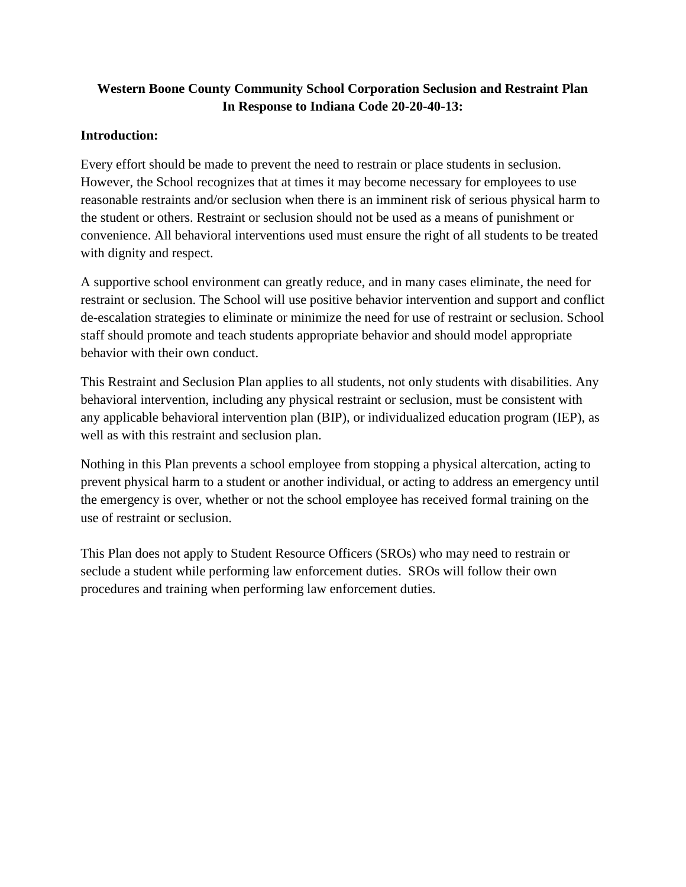# Western Boone County Community School Corporation Seclusion and Restraint Plan In Response to Indiana Code 20-20-40-13:

## Introduction:

Every effort should be made to prevent the need to restrain or place students in seclusion. However, the School recognizes that at times it may become necessary for employees to use reasonable restraints and/or seclusion when there is an imminent risk of serious physical harm to the student or others. Restraint or seclusion should not be used as a means of punishment or convenience. All behavioral interventions used must ensure the right of all students to be treated with dignity and respect.

A supportive school environment can greatly reduce, and in many cases eliminate, the need for restraint or seclusion. The School will use positive behavior intervention and support and conflict de-escalation strategies to eliminate or minimize the need for use of restraint or seclusion. School staff should promote and teach students appropriate behavior and should model appropriate behavior with their own conduct.

This Restraint and Seclusion Plan applies to all students, not only students with disabilities. Any behavioral intervention, including any physical restraint or seclusion, must be consistent with any applicable behavioral intervention plan (BIP), or individualized education program (IEP), as well as with this restraint and seclusion plan.

Nothing in this Plan prevents a school employee from stopping a physical altercation, acting to prevent physical harm to a student or another individual, or acting to address an emergency until the emergency is over, whether or not the school employee has received formal training on the use of restraint or seclusion.

This Plan does not apply to Student Resource Officers (SROs) who may need to restrain or seclude a student while performing law enforcement duties. SROs will follow their own procedures and training when performing law enforcement duties.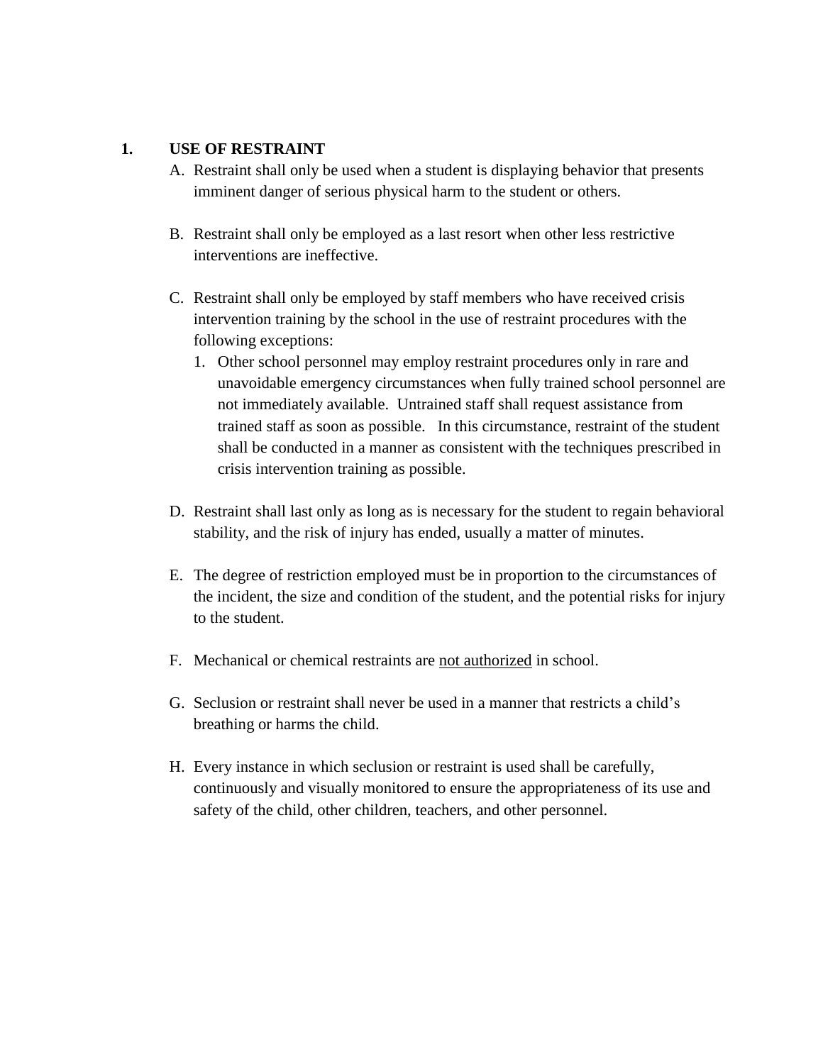## 1. USE OF RESTRAINT

A. Restraint shall only be used when a student is displaying behavior that presents imminent danger of serious physical harm to the student or others.

B. Restraint shall only be employed as a last resort when other less restrictive interventions are ineffective.

C. Restraint shall only be employed by staff members who have received crisis intervention training by the school in the use of restraint procedures with the following exceptions:

   1. Other school personnel may employ restraint procedures only in rare and unavoidable emergency circumstances when fully trained school personnel are not immediately available. Untrained staff shall request assistance from trained staff as soon as possible. In this circumstance, restraint of the student shall be conducted in a manner as consistent with the techniques prescribed in crisis intervention training as possible.

D. Restraint shall last only as long as is necessary for the student to regain behavioral stability, and the risk of injury has ended, usually a matter of minutes.

E. The degree of restriction employed must be in proportion to the circumstances of the incident, the size and condition of the student, and the potential risks for injury to the student.

F. Mechanical or chemical restraints are <u>not authorized</u> in school.

G. Seclusion or restraint shall never be used in a manner that restricts a child's breathing or harms the child.

H. Every instance in which seclusion or restraint is used shall be carefully, continuously and visually monitored to ensure the appropriateness of its use and safety of the child, other children, teachers, and other personnel.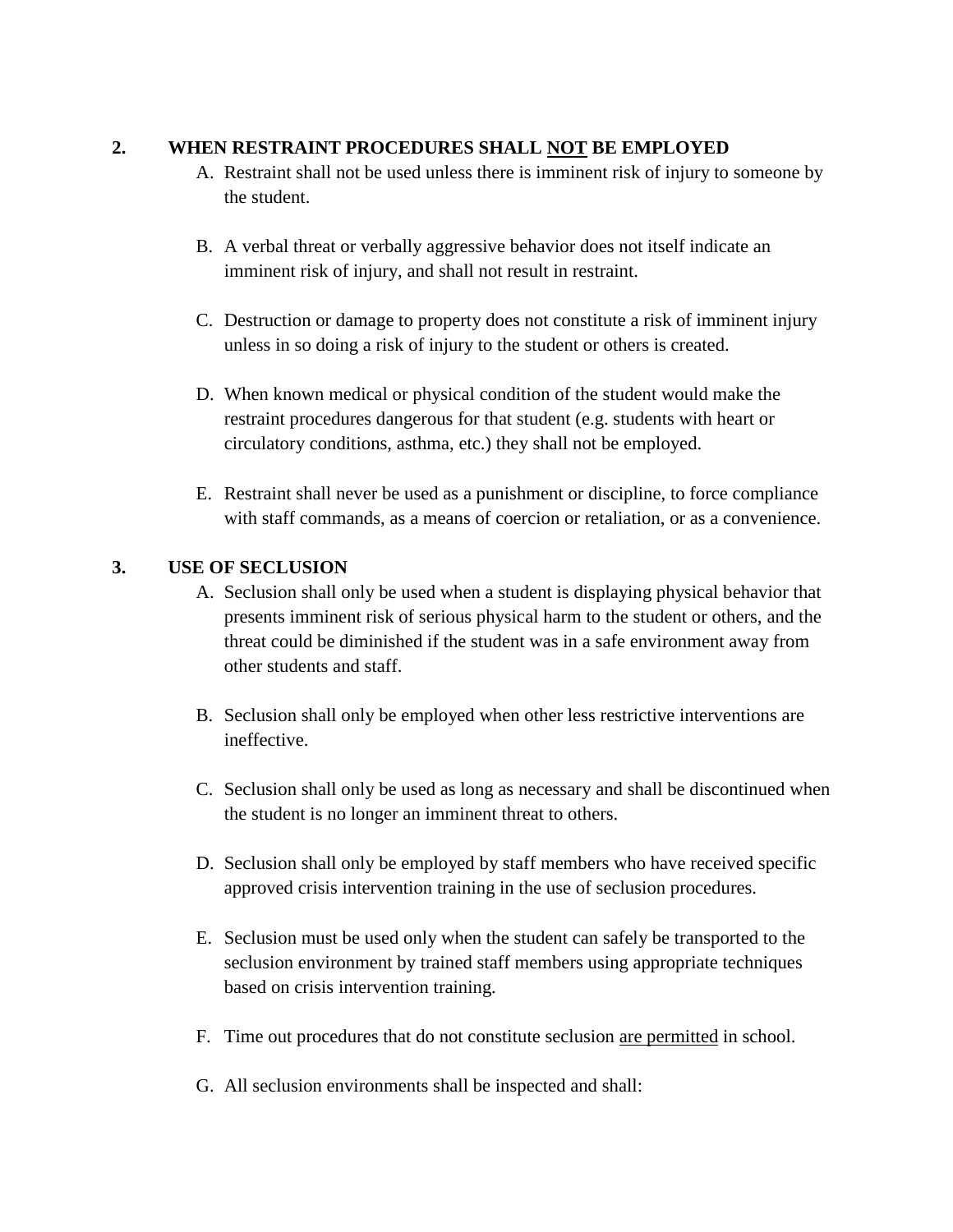## 2. WHEN RESTRAINT PROCEDURES SHALL <u>NOT</u> BE EMPLOYED

A. Restraint shall not be used unless there is imminent risk of injury to someone by the student.

B. A verbal threat or verbally aggressive behavior does not itself indicate an imminent risk of injury, and shall not result in restraint.

C. Destruction or damage to property does not constitute a risk of imminent injury unless in so doing a risk of injury to the student or others is created.

D. When known medical or physical condition of the student would make the restraint procedures dangerous for that student (e.g. students with heart or circulatory conditions, asthma, etc.) they shall not be employed.

E. Restraint shall never be used as a punishment or discipline, to force compliance with staff commands, as a means of coercion or retaliation, or as a convenience.

## 3. USE OF SECLUSION

A. Seclusion shall only be used when a student is displaying physical behavior that presents imminent risk of serious physical harm to the student or others, and the threat could be diminished if the student was in a safe environment away from other students and staff.

B. Seclusion shall only be employed when other less restrictive interventions are ineffective.

C. Seclusion shall only be used as long as necessary and shall be discontinued when the student is no longer an imminent threat to others.

D. Seclusion shall only be employed by staff members who have received specific approved crisis intervention training in the use of seclusion procedures.

E. Seclusion must be used only when the student can safely be transported to the seclusion environment by trained staff members using appropriate techniques based on crisis intervention training.

F. Time out procedures that do not constitute seclusion <u>are permitted</u> in school.

G. All seclusion environments shall be inspected and shall: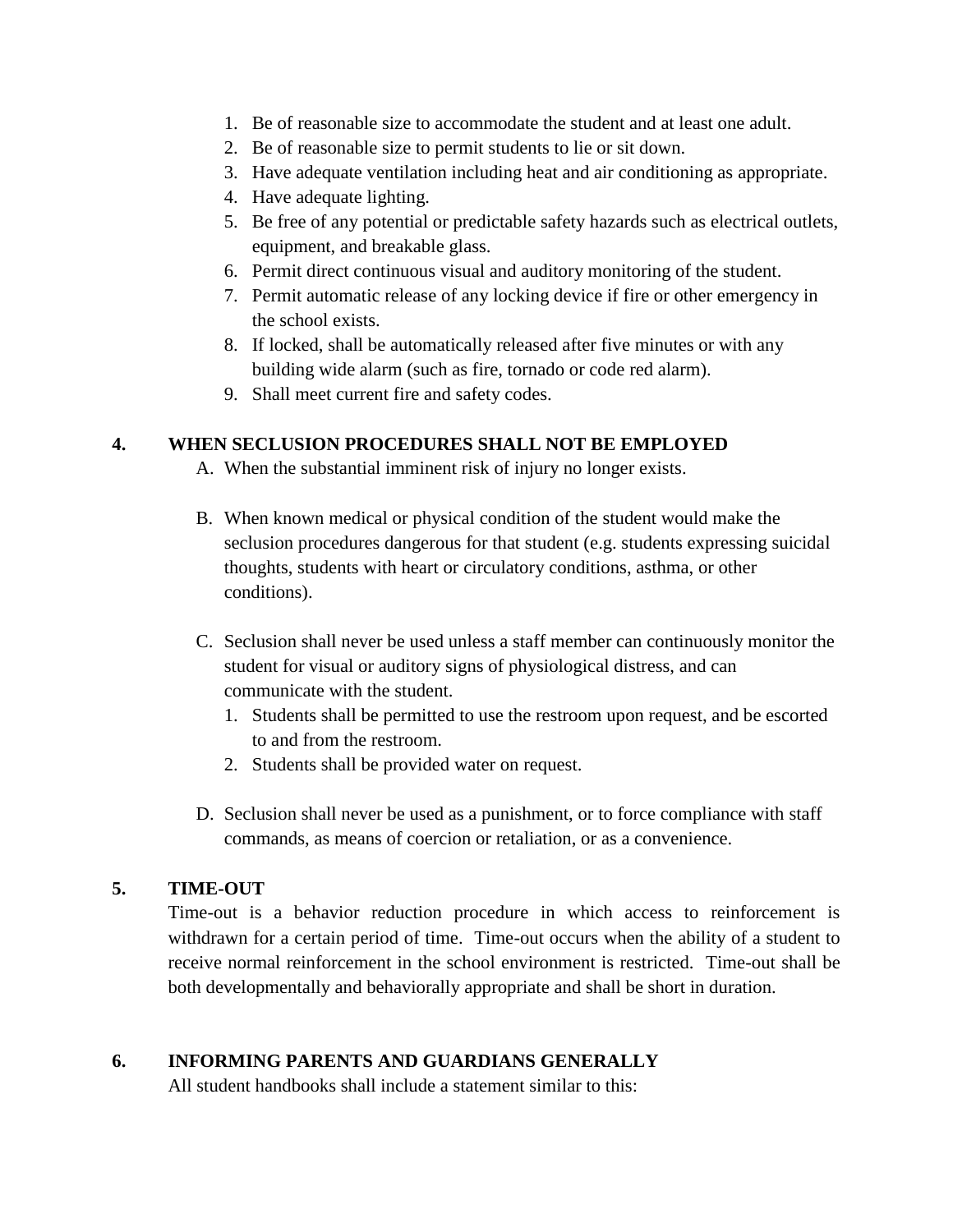1. Be of reasonable size to accommodate the student and at least one adult.
2. Be of reasonable size to permit students to lie or sit down.
3. Have adequate ventilation including heat and air conditioning as appropriate.
4. Have adequate lighting.
5. Be free of any potential or predictable safety hazards such as electrical outlets, equipment, and breakable glass.
6. Permit direct continuous visual and auditory monitoring of the student.
7. Permit automatic release of any locking device if fire or other emergency in the school exists.
8. If locked, shall be automatically released after five minutes or with any building wide alarm (such as fire, tornado or code red alarm).
9. Shall meet current fire and safety codes.

## 4. WHEN SECLUSION PROCEDURES SHALL NOT BE EMPLOYED

A. When the substantial imminent risk of injury no longer exists.

B. When known medical or physical condition of the student would make the seclusion procedures dangerous for that student (e.g. students expressing suicidal thoughts, students with heart or circulatory conditions, asthma, or other conditions).

C. Seclusion shall never be used unless a staff member can continuously monitor the student for visual or auditory signs of physiological distress, and can communicate with the student.
   1. Students shall be permitted to use the restroom upon request, and be escorted to and from the restroom.
   2. Students shall be provided water on request.

D. Seclusion shall never be used as a punishment, or to force compliance with staff commands, as means of coercion or retaliation, or as a convenience.

## 5. TIME-OUT

Time-out is a behavior reduction procedure in which access to reinforcement is withdrawn for a certain period of time. Time-out occurs when the ability of a student to receive normal reinforcement in the school environment is restricted. Time-out shall be both developmentally and behaviorally appropriate and shall be short in duration.

## 6. INFORMING PARENTS AND GUARDIANS GENERALLY

All student handbooks shall include a statement similar to this: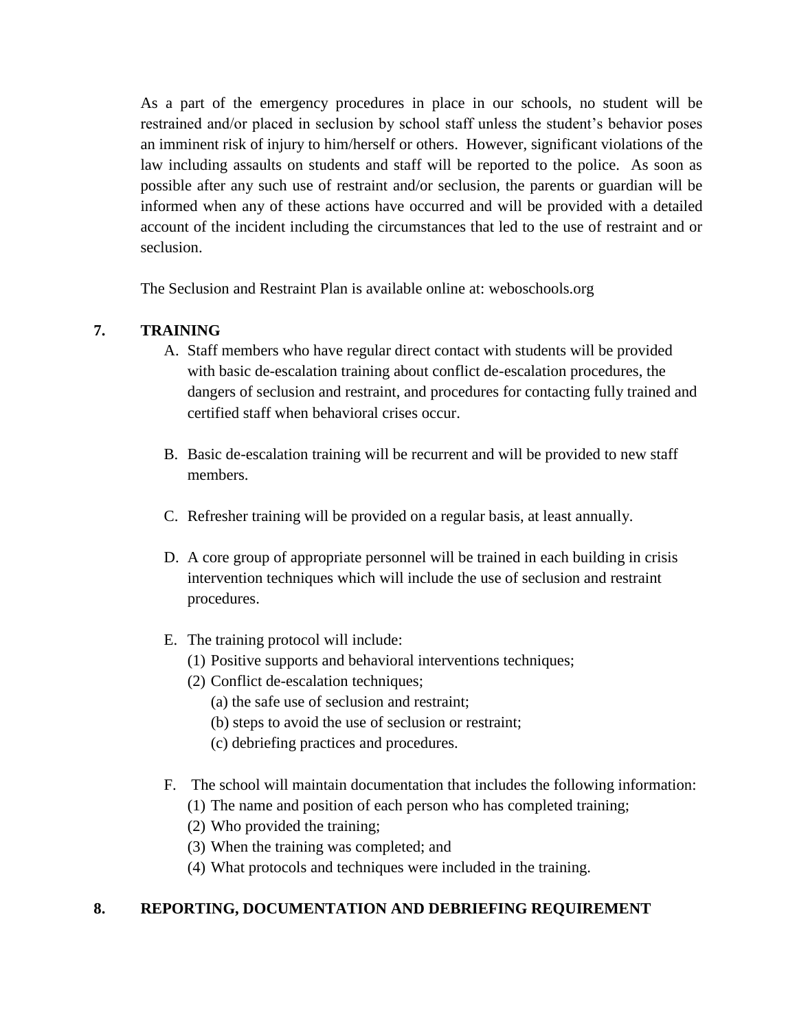As a part of the emergency procedures in place in our schools, no student will be restrained and/or placed in seclusion by school staff unless the student's behavior poses an imminent risk of injury to him/herself or others. However, significant violations of the law including assaults on students and staff will be reported to the police. As soon as possible after any such use of restraint and/or seclusion, the parents or guardian will be informed when any of these actions have occurred and will be provided with a detailed account of the incident including the circumstances that led to the use of restraint and or seclusion.

The Seclusion and Restraint Plan is available online at: weboschools.org

## 7. TRAINING

A. Staff members who have regular direct contact with students will be provided with basic de-escalation training about conflict de-escalation procedures, the dangers of seclusion and restraint, and procedures for contacting fully trained and certified staff when behavioral crises occur.

B. Basic de-escalation training will be recurrent and will be provided to new staff members.

C. Refresher training will be provided on a regular basis, at least annually.

D. A core group of appropriate personnel will be trained in each building in crisis intervention techniques which will include the use of seclusion and restraint procedures.

E. The training protocol will include:
   (1) Positive supports and behavioral interventions techniques;
   (2) Conflict de-escalation techniques;
      (a) the safe use of seclusion and restraint;
      (b) steps to avoid the use of seclusion or restraint;
      (c) debriefing practices and procedures.

F. The school will maintain documentation that includes the following information:
   (1) The name and position of each person who has completed training;
   (2) Who provided the training;
   (3) When the training was completed; and
   (4) What protocols and techniques were included in the training.

## 8. REPORTING, DOCUMENTATION AND DEBRIEFING REQUIREMENT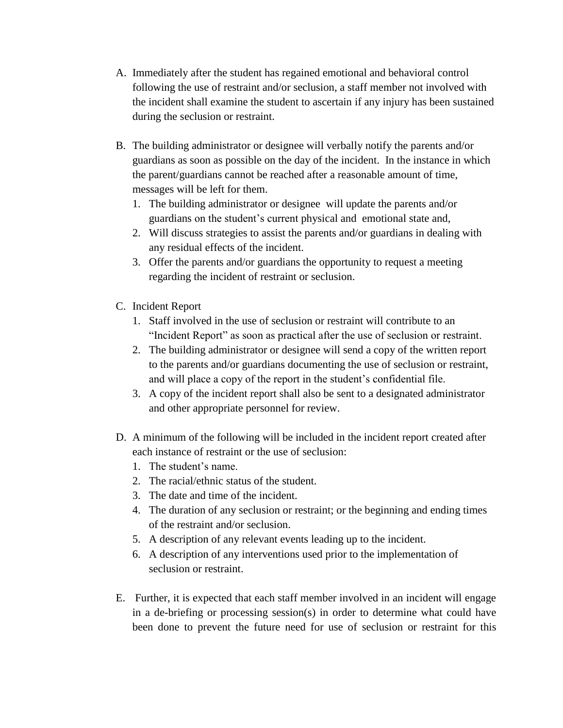A. Immediately after the student has regained emotional and behavioral control following the use of restraint and/or seclusion, a staff member not involved with the incident shall examine the student to ascertain if any injury has been sustained during the seclusion or restraint.

B. The building administrator or designee will verbally notify the parents and/or guardians as soon as possible on the day of the incident. In the instance in which the parent/guardians cannot be reached after a reasonable amount of time, messages will be left for them.
   1. The building administrator or designee will update the parents and/or guardians on the student's current physical and emotional state and,
   2. Will discuss strategies to assist the parents and/or guardians in dealing with any residual effects of the incident.
   3. Offer the parents and/or guardians the opportunity to request a meeting regarding the incident of restraint or seclusion.

C. Incident Report
   1. Staff involved in the use of seclusion or restraint will contribute to an "Incident Report" as soon as practical after the use of seclusion or restraint.
   2. The building administrator or designee will send a copy of the written report to the parents and/or guardians documenting the use of seclusion or restraint, and will place a copy of the report in the student's confidential file.
   3. A copy of the incident report shall also be sent to a designated administrator and other appropriate personnel for review.

D. A minimum of the following will be included in the incident report created after each instance of restraint or the use of seclusion:
   1. The student's name.
   2. The racial/ethnic status of the student.
   3. The date and time of the incident.
   4. The duration of any seclusion or restraint; or the beginning and ending times of the restraint and/or seclusion.
   5. A description of any relevant events leading up to the incident.
   6. A description of any interventions used prior to the implementation of seclusion or restraint.

E. Further, it is expected that each staff member involved in an incident will engage in a de-briefing or processing session(s) in order to determine what could have been done to prevent the future need for use of seclusion or restraint for this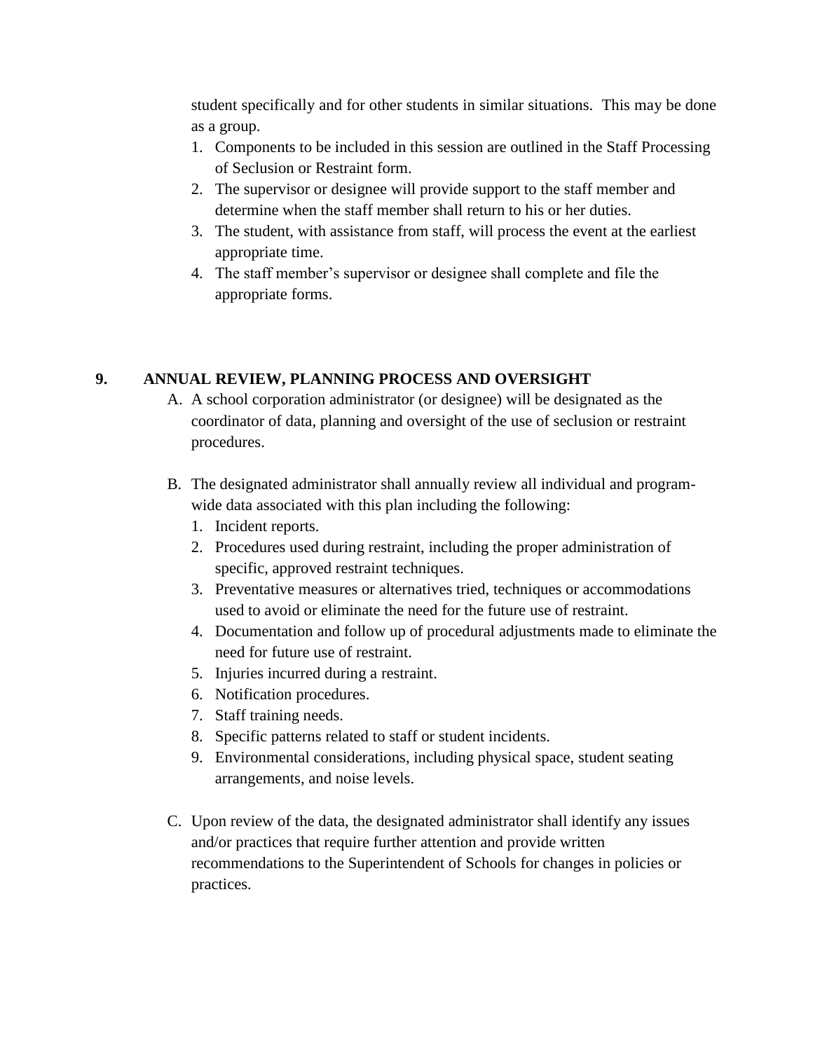student specifically and for other students in similar situations. This may be done as a group.

1. Components to be included in this session are outlined in the Staff Processing of Seclusion or Restraint form.
2. The supervisor or designee will provide support to the staff member and determine when the staff member shall return to his or her duties.
3. The student, with assistance from staff, will process the event at the earliest appropriate time.
4. The staff member's supervisor or designee shall complete and file the appropriate forms.

## 9. ANNUAL REVIEW, PLANNING PROCESS AND OVERSIGHT

A. A school corporation administrator (or designee) will be designated as the coordinator of data, planning and oversight of the use of seclusion or restraint procedures.

B. The designated administrator shall annually review all individual and program-wide data associated with this plan including the following:
   1. Incident reports.
   2. Procedures used during restraint, including the proper administration of specific, approved restraint techniques.
   3. Preventative measures or alternatives tried, techniques or accommodations used to avoid or eliminate the need for the future use of restraint.
   4. Documentation and follow up of procedural adjustments made to eliminate the need for future use of restraint.
   5. Injuries incurred during a restraint.
   6. Notification procedures.
   7. Staff training needs.
   8. Specific patterns related to staff or student incidents.
   9. Environmental considerations, including physical space, student seating arrangements, and noise levels.

C. Upon review of the data, the designated administrator shall identify any issues and/or practices that require further attention and provide written recommendations to the Superintendent of Schools for changes in policies or practices.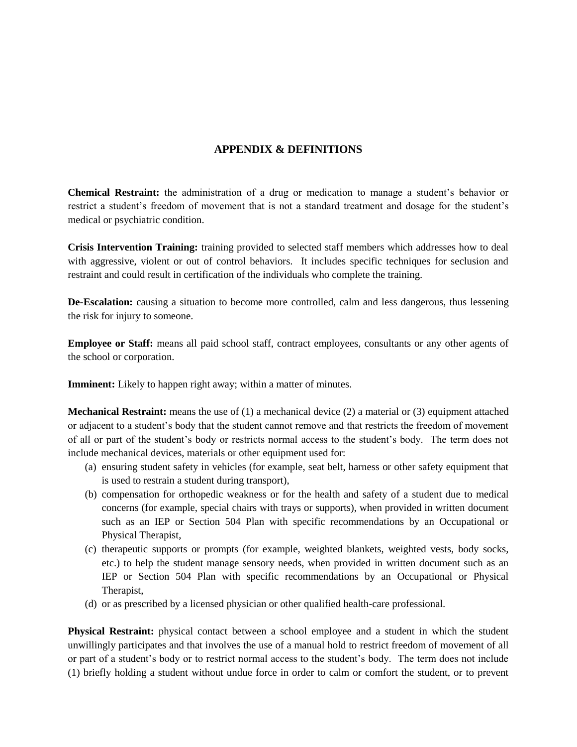## APPENDIX & DEFINITIONS

**Chemical Restraint:** the administration of a drug or medication to manage a student's behavior or restrict a student's freedom of movement that is not a standard treatment and dosage for the student's medical or psychiatric condition.

**Crisis Intervention Training:** training provided to selected staff members which addresses how to deal with aggressive, violent or out of control behaviors. It includes specific techniques for seclusion and restraint and could result in certification of the individuals who complete the training.

**De-Escalation:** causing a situation to become more controlled, calm and less dangerous, thus lessening the risk for injury to someone.

**Employee or Staff:** means all paid school staff, contract employees, consultants or any other agents of the school or corporation.

**Imminent:** Likely to happen right away; within a matter of minutes.

**Mechanical Restraint:** means the use of (1) a mechanical device (2) a material or (3) equipment attached or adjacent to a student's body that the student cannot remove and that restricts the freedom of movement of all or part of the student's body or restricts normal access to the student's body. The term does not include mechanical devices, materials or other equipment used for:

(a) ensuring student safety in vehicles (for example, seat belt, harness or other safety equipment that is used to restrain a student during transport),
(b) compensation for orthopedic weakness or for the health and safety of a student due to medical concerns (for example, special chairs with trays or supports), when provided in written document such as an IEP or Section 504 Plan with specific recommendations by an Occupational or Physical Therapist,
(c) therapeutic supports or prompts (for example, weighted blankets, weighted vests, body socks, etc.) to help the student manage sensory needs, when provided in written document such as an IEP or Section 504 Plan with specific recommendations by an Occupational or Physical Therapist,
(d) or as prescribed by a licensed physician or other qualified health-care professional.

**Physical Restraint:** physical contact between a school employee and a student in which the student unwillingly participates and that involves the use of a manual hold to restrict freedom of movement of all or part of a student's body or to restrict normal access to the student's body. The term does not include (1) briefly holding a student without undue force in order to calm or comfort the student, or to prevent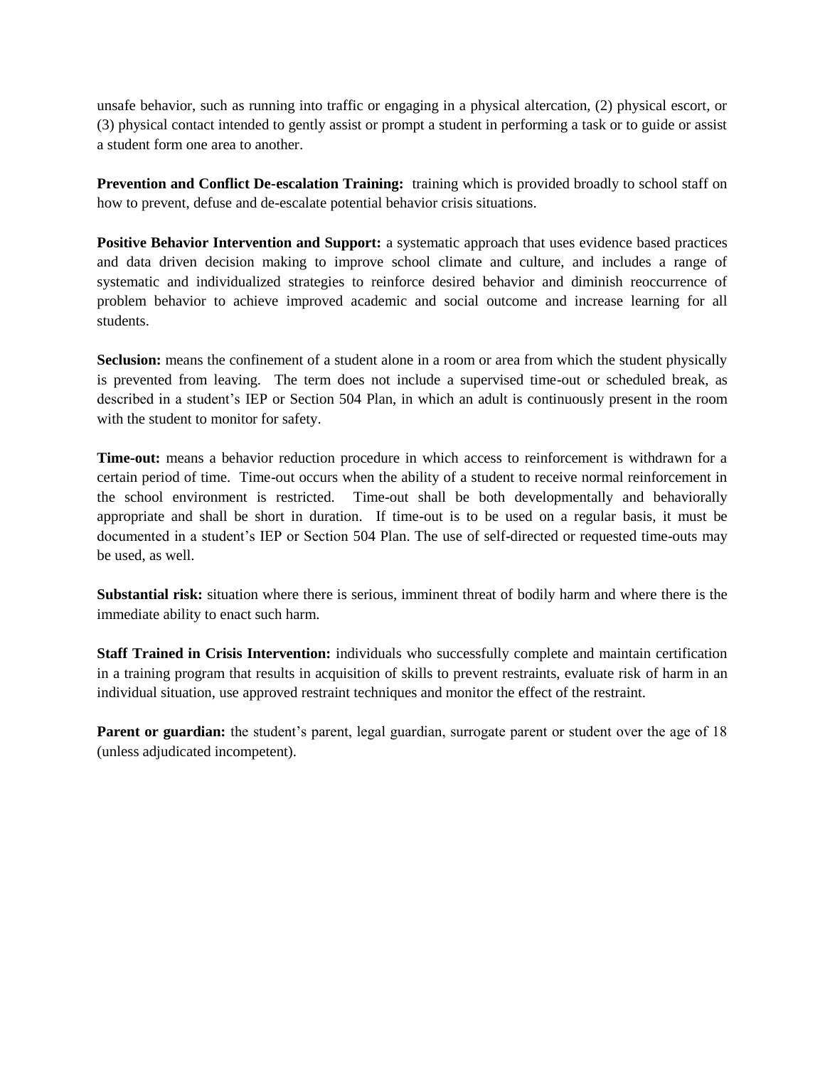unsafe behavior, such as running into traffic or engaging in a physical altercation, (2) physical escort, or (3) physical contact intended to gently assist or prompt a student in performing a task or to guide or assist a student form one area to another.

**Prevention and Conflict De-escalation Training:** training which is provided broadly to school staff on how to prevent, defuse and de-escalate potential behavior crisis situations.

**Positive Behavior Intervention and Support:** a systematic approach that uses evidence based practices and data driven decision making to improve school climate and culture, and includes a range of systematic and individualized strategies to reinforce desired behavior and diminish reoccurrence of problem behavior to achieve improved academic and social outcome and increase learning for all students.

**Seclusion:** means the confinement of a student alone in a room or area from which the student physically is prevented from leaving. The term does not include a supervised time-out or scheduled break, as described in a student's IEP or Section 504 Plan, in which an adult is continuously present in the room with the student to monitor for safety.

**Time-out:** means a behavior reduction procedure in which access to reinforcement is withdrawn for a certain period of time. Time-out occurs when the ability of a student to receive normal reinforcement in the school environment is restricted. Time-out shall be both developmentally and behaviorally appropriate and shall be short in duration. If time-out is to be used on a regular basis, it must be documented in a student's IEP or Section 504 Plan. The use of self-directed or requested time-outs may be used, as well.

**Substantial risk:** situation where there is serious, imminent threat of bodily harm and where there is the immediate ability to enact such harm.

**Staff Trained in Crisis Intervention:** individuals who successfully complete and maintain certification in a training program that results in acquisition of skills to prevent restraints, evaluate risk of harm in an individual situation, use approved restraint techniques and monitor the effect of the restraint.

**Parent or guardian:** the student's parent, legal guardian, surrogate parent or student over the age of 18 (unless adjudicated incompetent).